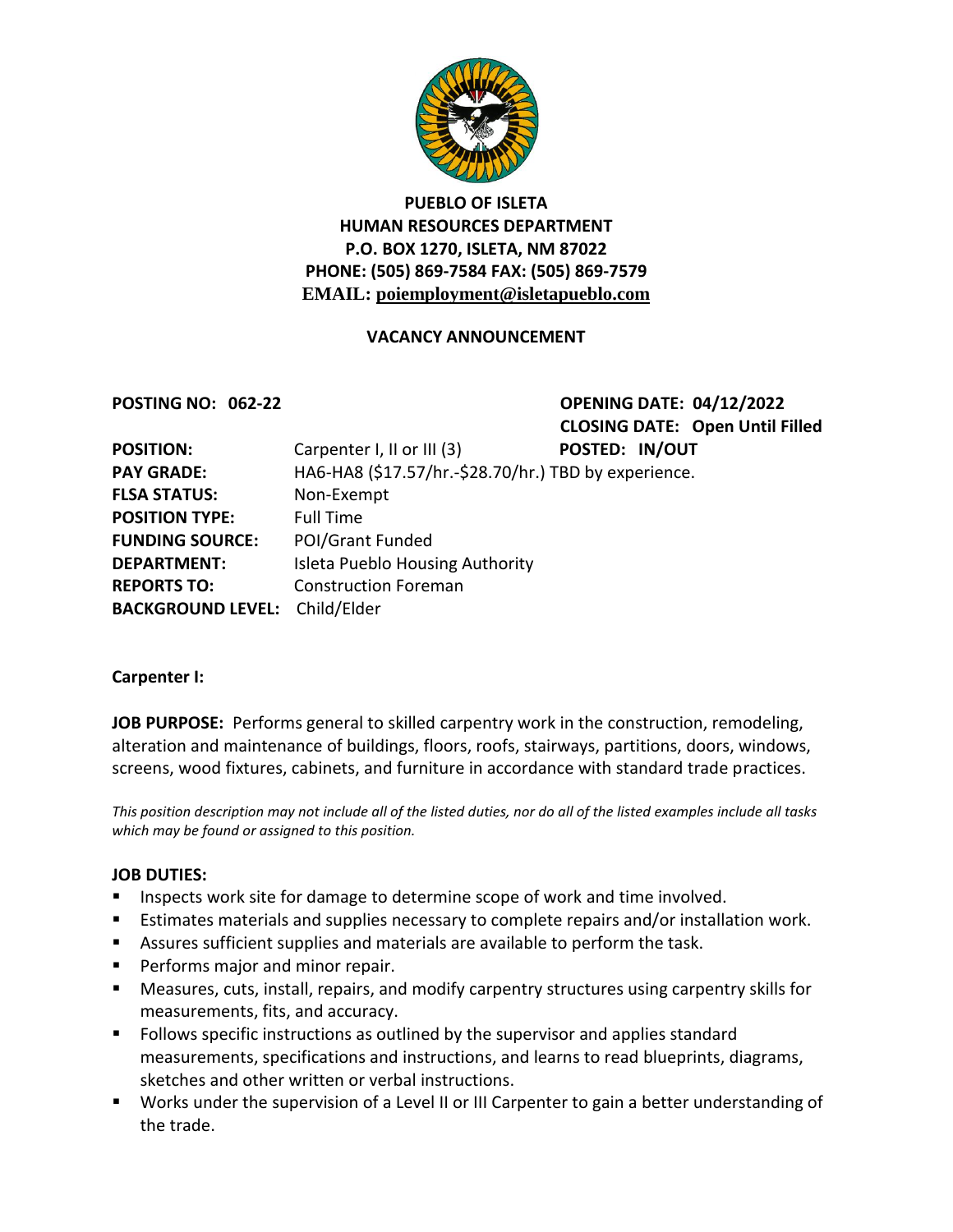**PUEBLO OF ISLETA**
**HUMAN RESOURCES DEPARTMENT**
**P.O. BOX 1270, ISLETA, NM 87022**
**PHONE: (505) 869-7584 FAX: (505) 869-7579**
**EMAIL: poiemployment@isletapueblo.com**

**VACANCY ANNOUNCEMENT**

**POSTING NO: 062-22** **OPENING DATE: 04/12/2022**
**CLOSING DATE: Open Until Filled**

**POSITION:** Carpenter I, II or III (3) **POSTED: IN/OUT**
**PAY GRADE:** HA6-HA8 ($17.57/hr.-$28.70/hr.) TBD by experience.
**FLSA STATUS:** Non-Exempt
**POSITION TYPE:** Full Time
**FUNDING SOURCE:** POI/Grant Funded
**DEPARTMENT:** Isleta Pueblo Housing Authority
**REPORTS TO:** Construction Foreman
**BACKGROUND LEVEL:** Child/Elder

**Carpenter I:**

**JOB PURPOSE:** Performs general to skilled carpentry work in the construction, remodeling, alteration and maintenance of buildings, floors, roofs, stairways, partitions, doors, windows, screens, wood fixtures, cabinets, and furniture in accordance with standard trade practices.

*This position description may not include all of the listed duties, nor do all of the listed examples include all tasks which may be found or assigned to this position.*

**JOB DUTIES:**

- Inspects work site for damage to determine scope of work and time involved.
- Estimates materials and supplies necessary to complete repairs and/or installation work.
- Assures sufficient supplies and materials are available to perform the task.
- Performs major and minor repair.
- Measures, cuts, install, repairs, and modify carpentry structures using carpentry skills for measurements, fits, and accuracy.
- Follows specific instructions as outlined by the supervisor and applies standard measurements, specifications and instructions, and learns to read blueprints, diagrams, sketches and other written or verbal instructions.
- Works under the supervision of a Level II or III Carpenter to gain a better understanding of the trade.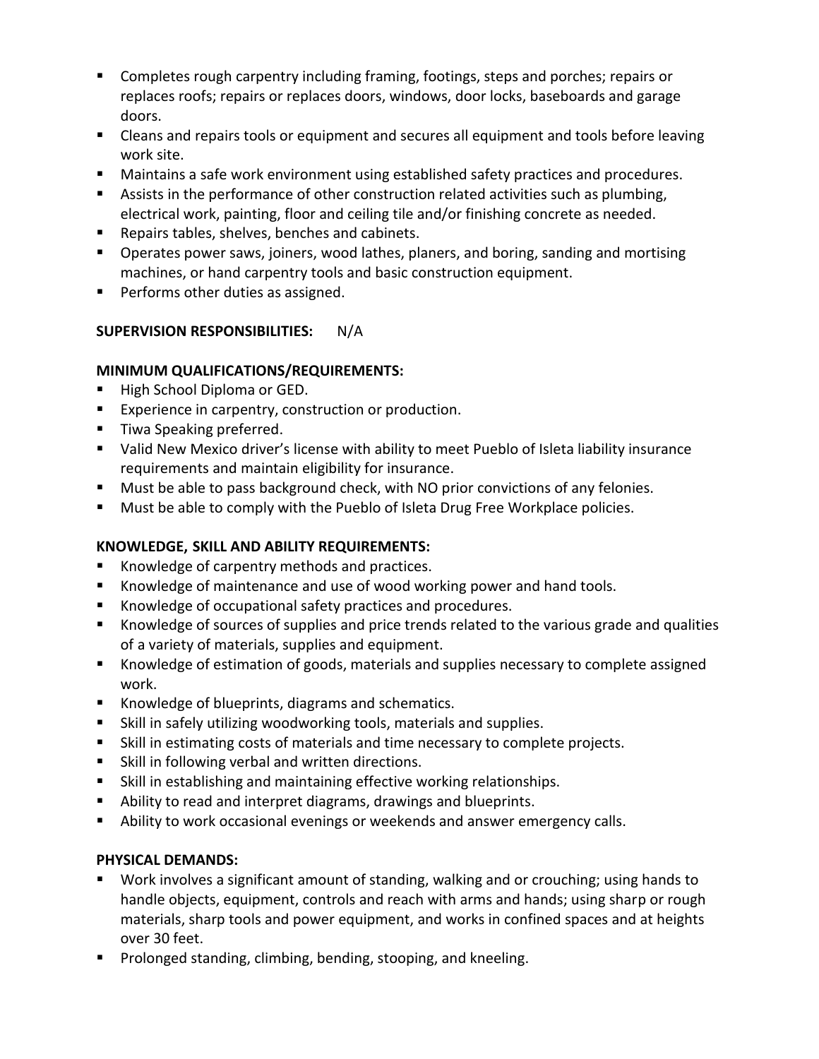- Completes rough carpentry including framing, footings, steps and porches; repairs or replaces roofs; repairs or replaces doors, windows, door locks, baseboards and garage doors.
- Cleans and repairs tools or equipment and secures all equipment and tools before leaving work site.
- Maintains a safe work environment using established safety practices and procedures.
- Assists in the performance of other construction related activities such as plumbing, electrical work, painting, floor and ceiling tile and/or finishing concrete as needed.
- Repairs tables, shelves, benches and cabinets.
- Operates power saws, joiners, wood lathes, planers, and boring, sanding and mortising machines, or hand carpentry tools and basic construction equipment.
- Performs other duties as assigned.

**SUPERVISION RESPONSIBILITIES:** N/A

**MINIMUM QUALIFICATIONS/REQUIREMENTS:**

- High School Diploma or GED.
- Experience in carpentry, construction or production.
- Tiwa Speaking preferred.
- Valid New Mexico driver's license with ability to meet Pueblo of Isleta liability insurance requirements and maintain eligibility for insurance.
- Must be able to pass background check, with NO prior convictions of any felonies.
- Must be able to comply with the Pueblo of Isleta Drug Free Workplace policies.

**KNOWLEDGE, SKILL AND ABILITY REQUIREMENTS:**

- Knowledge of carpentry methods and practices.
- Knowledge of maintenance and use of wood working power and hand tools.
- Knowledge of occupational safety practices and procedures.
- Knowledge of sources of supplies and price trends related to the various grade and qualities of a variety of materials, supplies and equipment.
- Knowledge of estimation of goods, materials and supplies necessary to complete assigned work.
- Knowledge of blueprints, diagrams and schematics.
- Skill in safely utilizing woodworking tools, materials and supplies.
- Skill in estimating costs of materials and time necessary to complete projects.
- Skill in following verbal and written directions.
- Skill in establishing and maintaining effective working relationships.
- Ability to read and interpret diagrams, drawings and blueprints.
- Ability to work occasional evenings or weekends and answer emergency calls.

**PHYSICAL DEMANDS:**

- Work involves a significant amount of standing, walking and or crouching; using hands to handle objects, equipment, controls and reach with arms and hands; using sharp or rough materials, sharp tools and power equipment, and works in confined spaces and at heights over 30 feet.
- Prolonged standing, climbing, bending, stooping, and kneeling.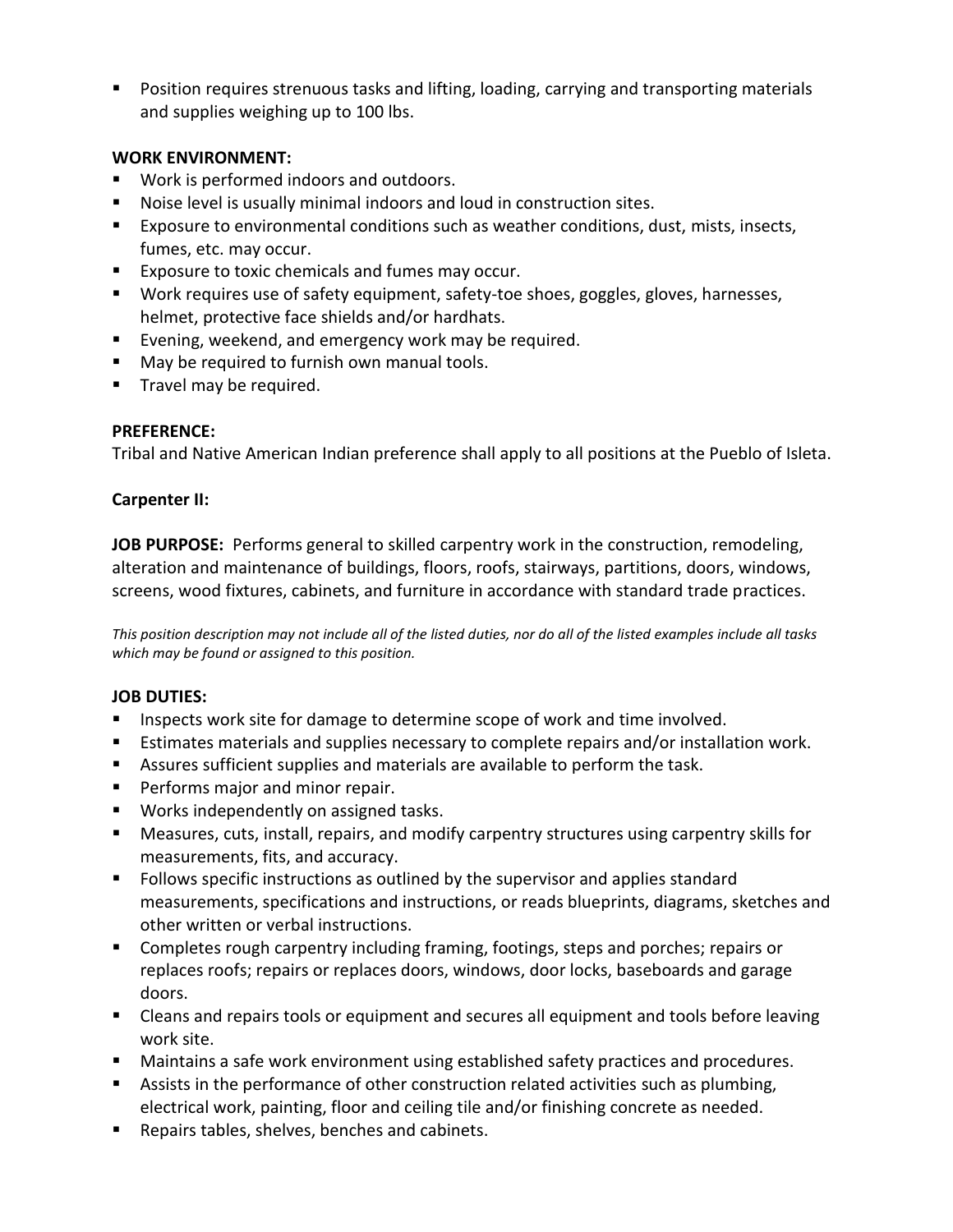- Position requires strenuous tasks and lifting, loading, carrying and transporting materials and supplies weighing up to 100 lbs.

**WORK ENVIRONMENT:**

- Work is performed indoors and outdoors.
- Noise level is usually minimal indoors and loud in construction sites.
- Exposure to environmental conditions such as weather conditions, dust, mists, insects, fumes, etc. may occur.
- Exposure to toxic chemicals and fumes may occur.
- Work requires use of safety equipment, safety-toe shoes, goggles, gloves, harnesses, helmet, protective face shields and/or hardhats.
- Evening, weekend, and emergency work may be required.
- May be required to furnish own manual tools.
- Travel may be required.

**PREFERENCE:**

Tribal and Native American Indian preference shall apply to all positions at the Pueblo of Isleta.

**Carpenter II:**

**JOB PURPOSE:** Performs general to skilled carpentry work in the construction, remodeling, alteration and maintenance of buildings, floors, roofs, stairways, partitions, doors, windows, screens, wood fixtures, cabinets, and furniture in accordance with standard trade practices.

*This position description may not include all of the listed duties, nor do all of the listed examples include all tasks which may be found or assigned to this position.*

**JOB DUTIES:**

- Inspects work site for damage to determine scope of work and time involved.
- Estimates materials and supplies necessary to complete repairs and/or installation work.
- Assures sufficient supplies and materials are available to perform the task.
- Performs major and minor repair.
- Works independently on assigned tasks.
- Measures, cuts, install, repairs, and modify carpentry structures using carpentry skills for measurements, fits, and accuracy.
- Follows specific instructions as outlined by the supervisor and applies standard measurements, specifications and instructions, or reads blueprints, diagrams, sketches and other written or verbal instructions.
- Completes rough carpentry including framing, footings, steps and porches; repairs or replaces roofs; repairs or replaces doors, windows, door locks, baseboards and garage doors.
- Cleans and repairs tools or equipment and secures all equipment and tools before leaving work site.
- Maintains a safe work environment using established safety practices and procedures.
- Assists in the performance of other construction related activities such as plumbing, electrical work, painting, floor and ceiling tile and/or finishing concrete as needed.
- Repairs tables, shelves, benches and cabinets.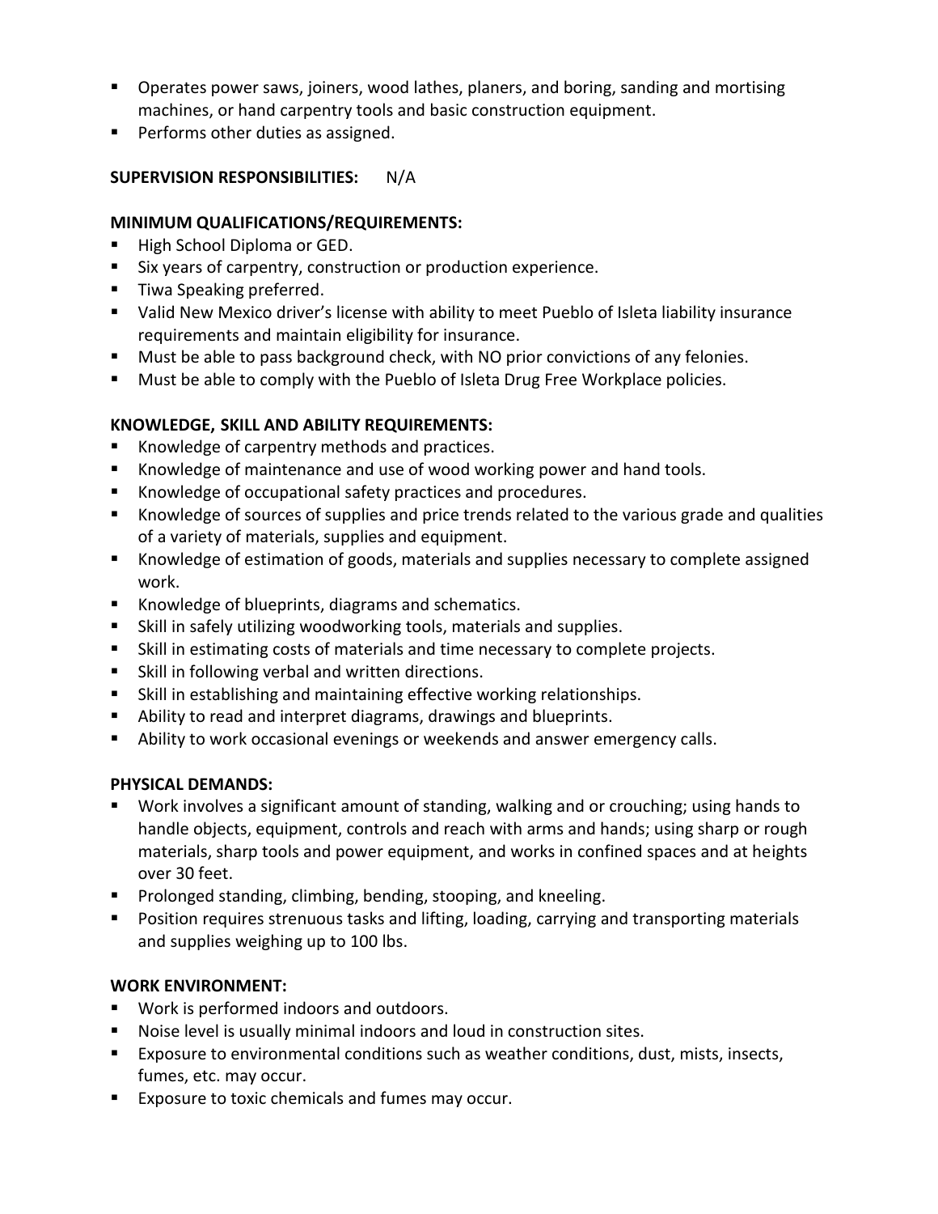- Operates power saws, joiners, wood lathes, planers, and boring, sanding and mortising machines, or hand carpentry tools and basic construction equipment.
- Performs other duties as assigned.

**SUPERVISION RESPONSIBILITIES:** N/A

**MINIMUM QUALIFICATIONS/REQUIREMENTS:**

- High School Diploma or GED.
- Six years of carpentry, construction or production experience.
- Tiwa Speaking preferred.
- Valid New Mexico driver's license with ability to meet Pueblo of Isleta liability insurance requirements and maintain eligibility for insurance.
- Must be able to pass background check, with NO prior convictions of any felonies.
- Must be able to comply with the Pueblo of Isleta Drug Free Workplace policies.

**KNOWLEDGE, SKILL AND ABILITY REQUIREMENTS:**

- Knowledge of carpentry methods and practices.
- Knowledge of maintenance and use of wood working power and hand tools.
- Knowledge of occupational safety practices and procedures.
- Knowledge of sources of supplies and price trends related to the various grade and qualities of a variety of materials, supplies and equipment.
- Knowledge of estimation of goods, materials and supplies necessary to complete assigned work.
- Knowledge of blueprints, diagrams and schematics.
- Skill in safely utilizing woodworking tools, materials and supplies.
- Skill in estimating costs of materials and time necessary to complete projects.
- Skill in following verbal and written directions.
- Skill in establishing and maintaining effective working relationships.
- Ability to read and interpret diagrams, drawings and blueprints.
- Ability to work occasional evenings or weekends and answer emergency calls.

**PHYSICAL DEMANDS:**

- Work involves a significant amount of standing, walking and or crouching; using hands to handle objects, equipment, controls and reach with arms and hands; using sharp or rough materials, sharp tools and power equipment, and works in confined spaces and at heights over 30 feet.
- Prolonged standing, climbing, bending, stooping, and kneeling.
- Position requires strenuous tasks and lifting, loading, carrying and transporting materials and supplies weighing up to 100 lbs.

**WORK ENVIRONMENT:**

- Work is performed indoors and outdoors.
- Noise level is usually minimal indoors and loud in construction sites.
- Exposure to environmental conditions such as weather conditions, dust, mists, insects, fumes, etc. may occur.
- Exposure to toxic chemicals and fumes may occur.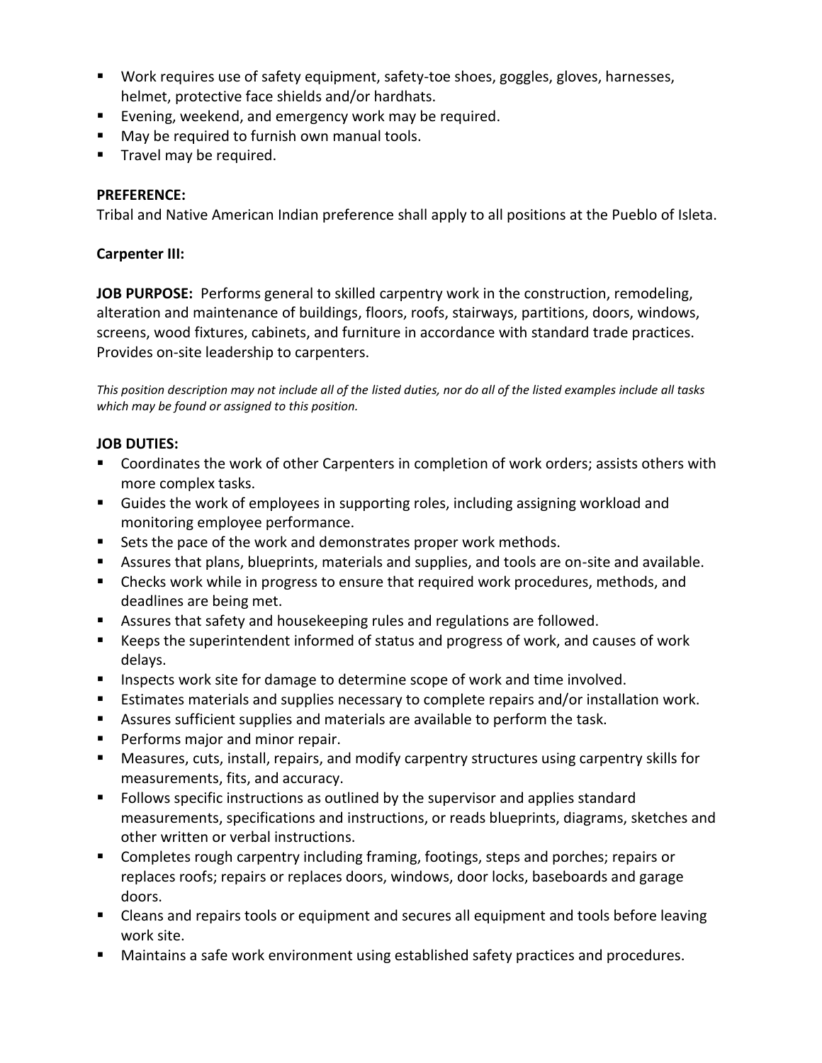- Work requires use of safety equipment, safety-toe shoes, goggles, gloves, harnesses, helmet, protective face shields and/or hardhats.
- Evening, weekend, and emergency work may be required.
- May be required to furnish own manual tools.
- Travel may be required.

**PREFERENCE:**
Tribal and Native American Indian preference shall apply to all positions at the Pueblo of Isleta.

**Carpenter III:**

**JOB PURPOSE:** Performs general to skilled carpentry work in the construction, remodeling, alteration and maintenance of buildings, floors, roofs, stairways, partitions, doors, windows, screens, wood fixtures, cabinets, and furniture in accordance with standard trade practices. Provides on-site leadership to carpenters.

*This position description may not include all of the listed duties, nor do all of the listed examples include all tasks which may be found or assigned to this position.*

**JOB DUTIES:**

- Coordinates the work of other Carpenters in completion of work orders; assists others with more complex tasks.
- Guides the work of employees in supporting roles, including assigning workload and monitoring employee performance.
- Sets the pace of the work and demonstrates proper work methods.
- Assures that plans, blueprints, materials and supplies, and tools are on-site and available.
- Checks work while in progress to ensure that required work procedures, methods, and deadlines are being met.
- Assures that safety and housekeeping rules and regulations are followed.
- Keeps the superintendent informed of status and progress of work, and causes of work delays.
- Inspects work site for damage to determine scope of work and time involved.
- Estimates materials and supplies necessary to complete repairs and/or installation work.
- Assures sufficient supplies and materials are available to perform the task.
- Performs major and minor repair.
- Measures, cuts, install, repairs, and modify carpentry structures using carpentry skills for measurements, fits, and accuracy.
- Follows specific instructions as outlined by the supervisor and applies standard measurements, specifications and instructions, or reads blueprints, diagrams, sketches and other written or verbal instructions.
- Completes rough carpentry including framing, footings, steps and porches; repairs or replaces roofs; repairs or replaces doors, windows, door locks, baseboards and garage doors.
- Cleans and repairs tools or equipment and secures all equipment and tools before leaving work site.
- Maintains a safe work environment using established safety practices and procedures.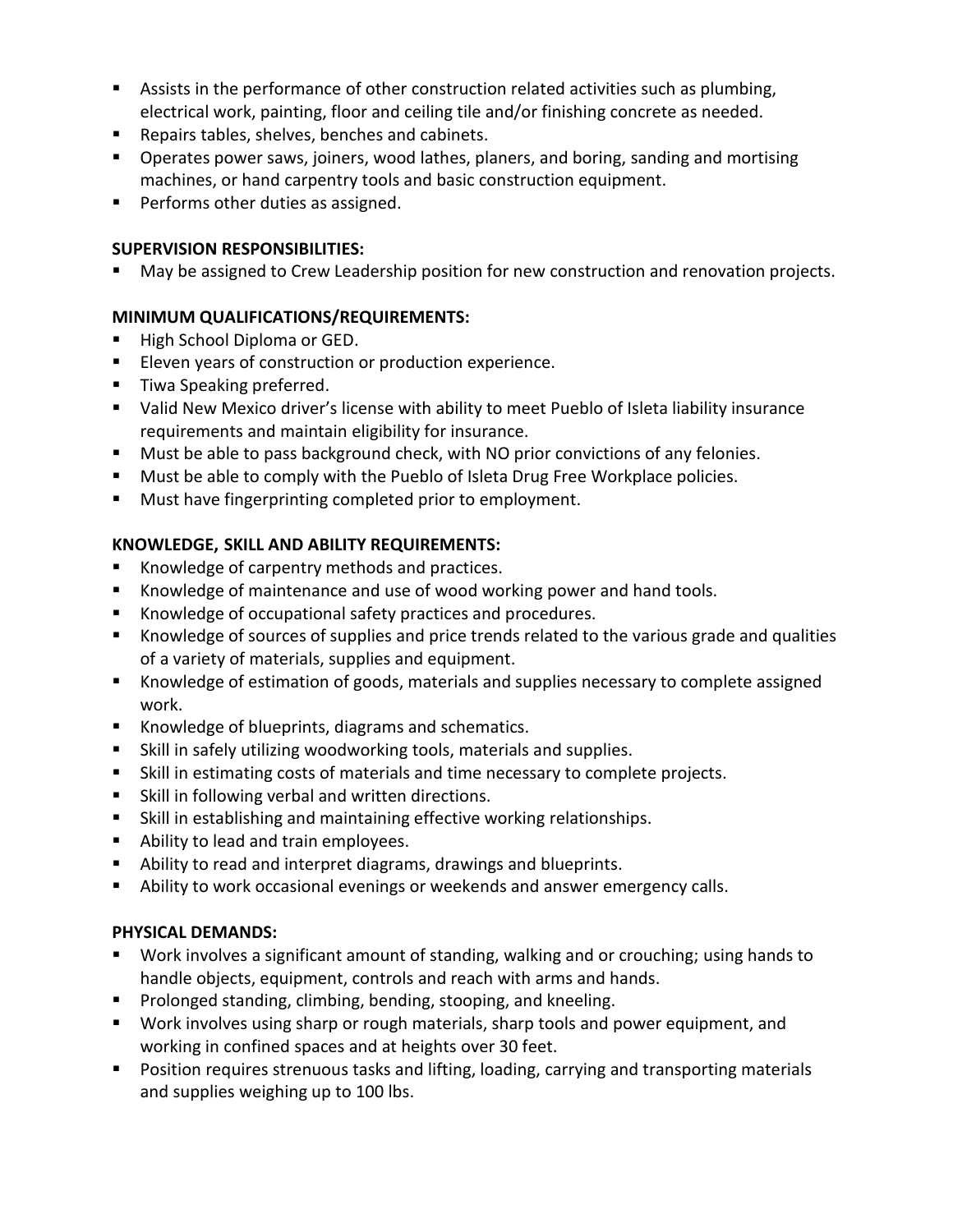- Assists in the performance of other construction related activities such as plumbing, electrical work, painting, floor and ceiling tile and/or finishing concrete as needed.
- Repairs tables, shelves, benches and cabinets.
- Operates power saws, joiners, wood lathes, planers, and boring, sanding and mortising machines, or hand carpentry tools and basic construction equipment.
- Performs other duties as assigned.

**SUPERVISION RESPONSIBILITIES:**

- May be assigned to Crew Leadership position for new construction and renovation projects.

**MINIMUM QUALIFICATIONS/REQUIREMENTS:**

- High School Diploma or GED.
- Eleven years of construction or production experience.
- Tiwa Speaking preferred.
- Valid New Mexico driver's license with ability to meet Pueblo of Isleta liability insurance requirements and maintain eligibility for insurance.
- Must be able to pass background check, with NO prior convictions of any felonies.
- Must be able to comply with the Pueblo of Isleta Drug Free Workplace policies.
- Must have fingerprinting completed prior to employment.

**KNOWLEDGE, SKILL AND ABILITY REQUIREMENTS:**

- Knowledge of carpentry methods and practices.
- Knowledge of maintenance and use of wood working power and hand tools.
- Knowledge of occupational safety practices and procedures.
- Knowledge of sources of supplies and price trends related to the various grade and qualities of a variety of materials, supplies and equipment.
- Knowledge of estimation of goods, materials and supplies necessary to complete assigned work.
- Knowledge of blueprints, diagrams and schematics.
- Skill in safely utilizing woodworking tools, materials and supplies.
- Skill in estimating costs of materials and time necessary to complete projects.
- Skill in following verbal and written directions.
- Skill in establishing and maintaining effective working relationships.
- Ability to lead and train employees.
- Ability to read and interpret diagrams, drawings and blueprints.
- Ability to work occasional evenings or weekends and answer emergency calls.

**PHYSICAL DEMANDS:**

- Work involves a significant amount of standing, walking and or crouching; using hands to handle objects, equipment, controls and reach with arms and hands.
- Prolonged standing, climbing, bending, stooping, and kneeling.
- Work involves using sharp or rough materials, sharp tools and power equipment, and working in confined spaces and at heights over 30 feet.
- Position requires strenuous tasks and lifting, loading, carrying and transporting materials and supplies weighing up to 100 lbs.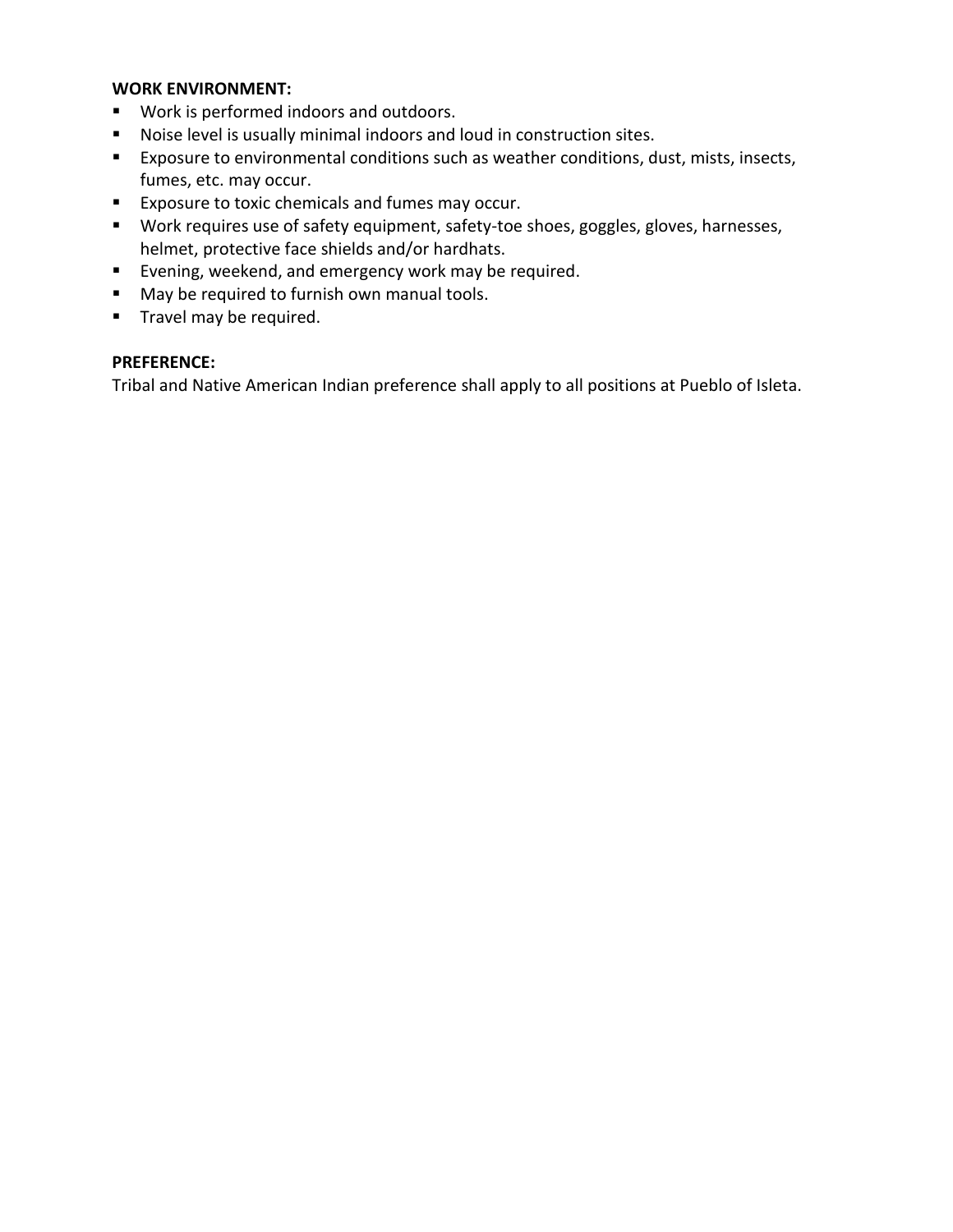**WORK ENVIRONMENT:**

- Work is performed indoors and outdoors.
- Noise level is usually minimal indoors and loud in construction sites.
- Exposure to environmental conditions such as weather conditions, dust, mists, insects, fumes, etc. may occur.
- Exposure to toxic chemicals and fumes may occur.
- Work requires use of safety equipment, safety-toe shoes, goggles, gloves, harnesses, helmet, protective face shields and/or hardhats.
- Evening, weekend, and emergency work may be required.
- May be required to furnish own manual tools.
- Travel may be required.

**PREFERENCE:**

Tribal and Native American Indian preference shall apply to all positions at Pueblo of Isleta.